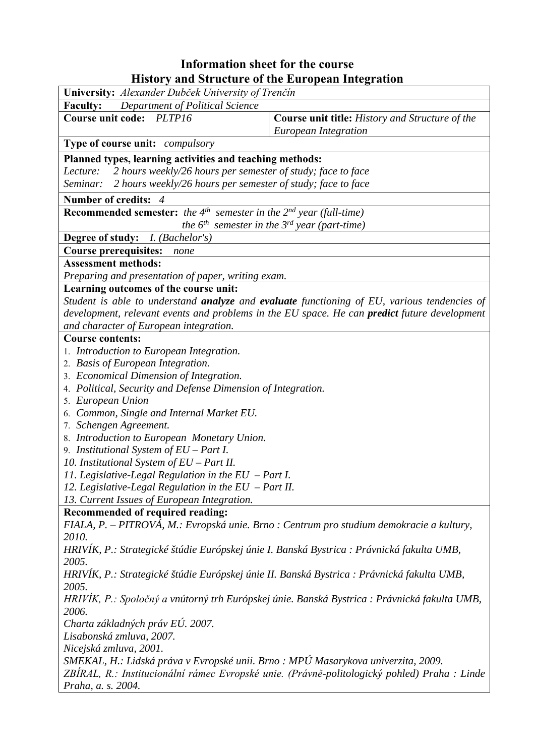# Information sheet for the course
# History and Structure of the European Integration

| | |
|---|---|
| **University:** *Alexander Dubček University of Trenčín* | |
| **Faculty:** *Department of Political Science* | |
| **Course unit code:** *PLTP16* | **Course unit title:** *History and Structure of the European Integration* |
| **Type of course unit:** *compulsory* | |
| **Planned types, learning activities and teaching methods:**<br>*Lecture: 2 hours weekly/26 hours per semester of study; face to face*<br>*Seminar: 2 hours weekly/26 hours per semester of study; face to face* | |
| **Number of credits:** *4* | |
| **Recommended semester:** *the 4th semester in the 2nd year (full-time)*<br>*the 6th semester in the 3rd year (part-time)* | |
| **Degree of study:** *I. (Bachelor's)* | |
| **Course prerequisites:** *none* | |
| **Assessment methods:**<br>*Preparing and presentation of paper, writing exam.* | |
| **Learning outcomes of the course unit:**<br>*Student is able to understand* ***analyze*** *and* ***evaluate*** *functioning of EU, various tendencies of development, relevant events and problems in the EU space. He can* ***predict*** *future development and character of European integration.* | |

**Course contents:**

1. *Introduction to European Integration.*
2. *Basis of European Integration.*
3. *Economical Dimension of Integration.*
4. *Political, Security and Defense Dimension of Integration.*
5. *European Union*
6. *Common, Single and Internal Market EU.*
7. *Schengen Agreement.*
8. *Introduction to European Monetary Union.*
9. *Institutional System of EU – Part I.*
10. *Institutional System of EU – Part II.*
11. *Legislative-Legal Regulation in the EU – Part I.*
12. *Legislative-Legal Regulation in the EU – Part II.*
13. *Current Issues of European Integration.*

**Recommended of required reading:**

*FIALA, P. – PITROVÁ, M.: Evropská unie. Brno : Centrum pro studium demokracie a kultury, 2010.*

*HRIVÍK, P.: Strategické štúdie Európskej únie I. Banská Bystrica : Právnická fakulta UMB, 2005.*

*HRIVÍK, P.: Strategické štúdie Európskej únie II. Banská Bystrica : Právnická fakulta UMB, 2005.*

*HRIVÍK, P.: Spoločný a vnútorný trh Európskej únie. Banská Bystrica : Právnická fakulta UMB, 2006.*

*Charta základných práv EÚ. 2007.*

*Lisabonská zmluva, 2007.*

*Nicejská zmluva, 2001.*

*SMEKAL, H.: Lidská práva v Evropské unii. Brno : MPÚ Masarykova univerzita, 2009.*

*ZBÍRAL, R.: Institucionální rámec Evropské unie. (Právně-politologický pohled) Praha : Linde Praha, a. s. 2004.*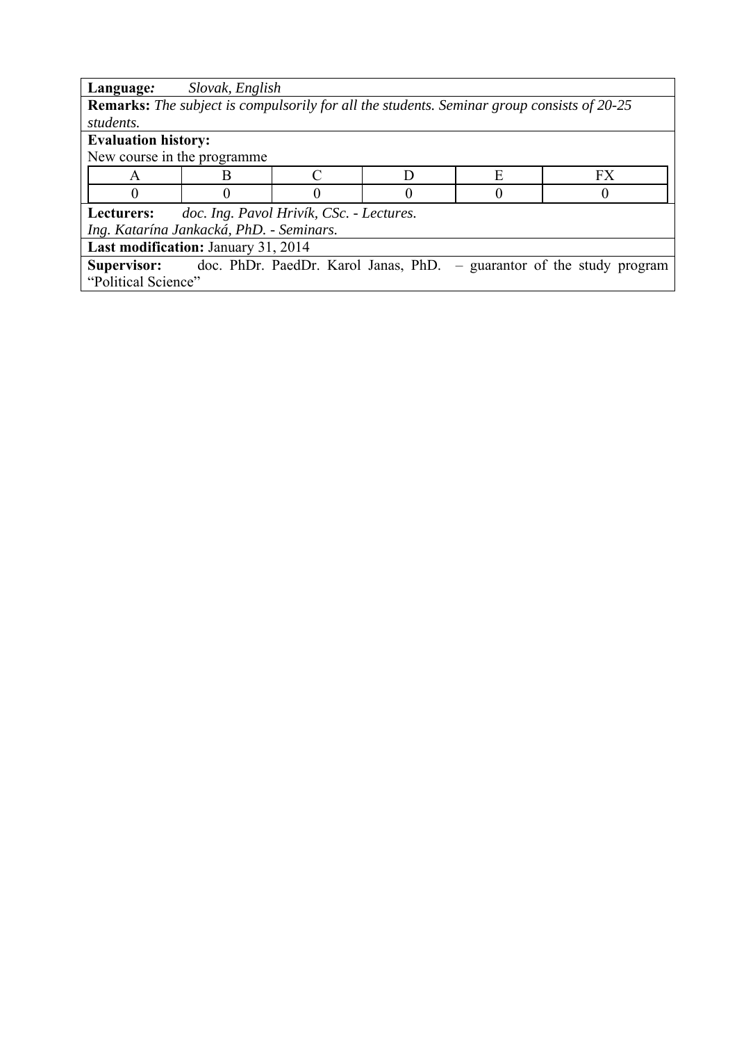**Language:** *Slovak, English*

**Remarks:** *The subject is compulsorily for all the students. Seminar group consists of 20-25 students.*

**Evaluation history:**

New course in the programme

| A | B | C | D | E | FX |
|---|---|---|---|---|---|
| 0 | 0 | 0 | 0 | 0 | 0 |

**Lecturers:** *doc. Ing. Pavol Hrivík, CSc. - Lectures.*
*Ing. Katarína Jankacká, PhD. - Seminars.*

**Last modification:** January 31, 2014

**Supervisor:** doc. PhDr. PaedDr. Karol Janas, PhD. – guarantor of the study program “Political Science”